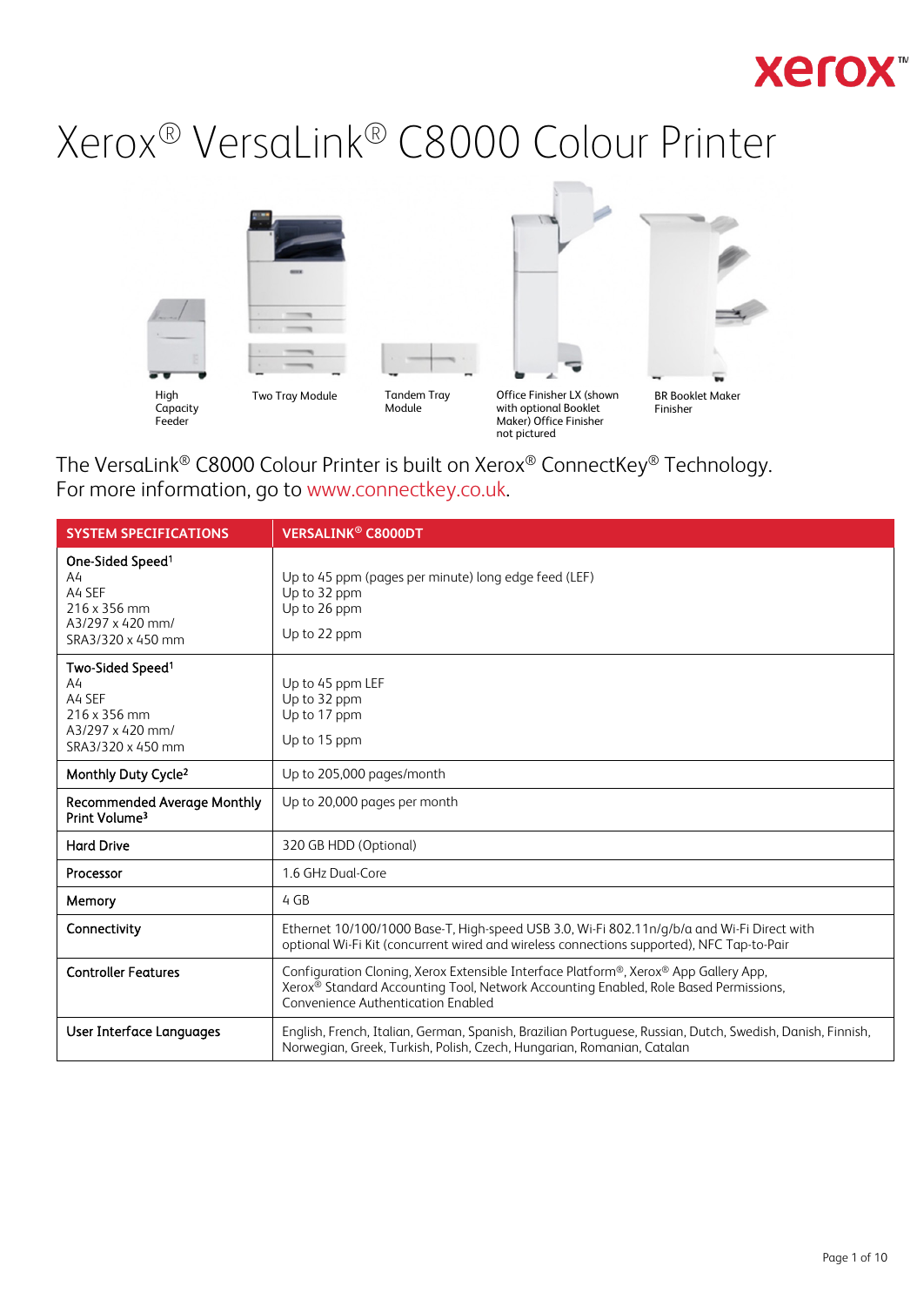# Xerox® VersaLink® C8000 Colour Printer

High Capacity Feeder

Two Tray Module

Tandem Tray Module

Office Finisher LX (shown with optional Booklet Maker) Office Finisher not pictured

BR Booklet Maker Finisher

The VersaLink® C8000 Colour Printer is built on Xerox® ConnectKey® Technology.
For more information, go to www.connectkey.co.uk.

| SYSTEM SPECIFICATIONS | VERSALINK® C8000DT |
|---|---|
| **One-Sided Speed**[1]<br>A4<br>A4 SEF<br>216 x 356 mm<br>A3/297 x 420 mm/<br>SRA3/320 x 450 mm | Up to 45 ppm (pages per minute) long edge feed (LEF)<br>Up to 32 ppm<br>Up to 26 ppm<br>Up to 22 ppm |
| **Two-Sided Speed**[1]<br>A4<br>A4 SEF<br>216 x 356 mm<br>A3/297 x 420 mm/<br>SRA3/320 x 450 mm | Up to 45 ppm LEF<br>Up to 32 ppm<br>Up to 17 ppm<br>Up to 15 ppm |
| **Monthly Duty Cycle**[2] | Up to 205,000 pages/month |
| **Recommended Average Monthly Print Volume**[3] | Up to 20,000 pages per month |
| **Hard Drive** | 320 GB HDD (Optional) |
| **Processor** | 1.6 GHz Dual-Core |
| **Memory** | 4 GB |
| **Connectivity** | Ethernet 10/100/1000 Base-T, High-speed USB 3.0, Wi-Fi 802.11n/g/b/a and Wi-Fi Direct with optional Wi-Fi Kit (concurrent wired and wireless connections supported), NFC Tap-to-Pair |
| **Controller Features** | Configuration Cloning, Xerox Extensible Interface Platform®, Xerox® App Gallery App, Xerox® Standard Accounting Tool, Network Accounting Enabled, Role Based Permissions, Convenience Authentication Enabled |
| **User Interface Languages** | English, French, Italian, German, Spanish, Brazilian Portuguese, Russian, Dutch, Swedish, Danish, Finnish, Norwegian, Greek, Turkish, Polish, Czech, Hungarian, Romanian, Catalan |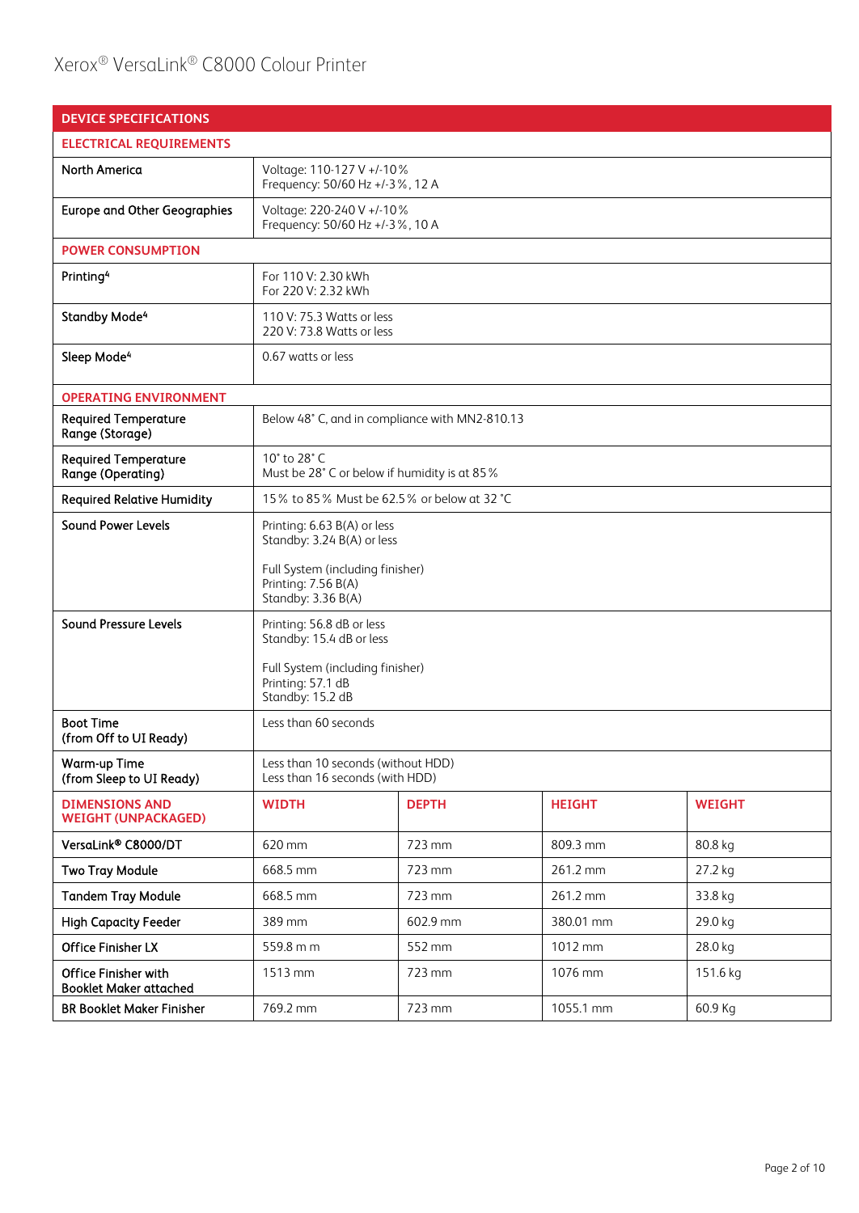# Xerox® VersaLink® C8000 Colour Printer

| DEVICE SPECIFICATIONS | | | | |
|---|---|---|---|---|
| **ELECTRICAL REQUIREMENTS** | | | | |
| North America | Voltage: 110-127 V +/-10%<br>Frequency: 50/60 Hz +/-3%, 12 A | | | |
| Europe and Other Geographies | Voltage: 220-240 V +/-10%<br>Frequency: 50/60 Hz +/-3%, 10 A | | | |
| **POWER CONSUMPTION** | | | | |
| Printing[4] | For 110 V: 2.30 kWh<br>For 220 V: 2.32 kWh | | | |
| Standby Mode[4] | 110 V: 75.3 Watts or less<br>220 V: 73.8 Watts or less | | | |
| Sleep Mode[4] | 0.67 watts or less | | | |
| **OPERATING ENVIRONMENT** | | | | |
| Required Temperature Range (Storage) | Below 48° C, and in compliance with MN2-810.13 | | | |
| Required Temperature Range (Operating) | 10° to 28° C<br>Must be 28° C or below if humidity is at 85% | | | |
| Required Relative Humidity | 15% to 85% Must be 62.5% or below at 32 °C | | | |
| Sound Power Levels | Printing: 6.63 B(A) or less<br>Standby: 3.24 B(A) or less<br><br>Full System (including finisher)<br>Printing: 7.56 B(A)<br>Standby: 3.36 B(A) | | | |
| Sound Pressure Levels | Printing: 56.8 dB or less<br>Standby: 15.4 dB or less<br><br>Full System (including finisher)<br>Printing: 57.1 dB<br>Standby: 15.2 dB | | | |
| Boot Time (from Off to UI Ready) | Less than 60 seconds | | | |
| Warm-up Time (from Sleep to UI Ready) | Less than 10 seconds (without HDD)<br>Less than 16 seconds (with HDD) | | | |
| **DIMENSIONS AND WEIGHT (UNPACKAGED)** | **WIDTH** | **DEPTH** | **HEIGHT** | **WEIGHT** |
| VersaLink® C8000/DT | 620 mm | 723 mm | 809.3 mm | 80.8 kg |
| Two Tray Module | 668.5 mm | 723 mm | 261.2 mm | 27.2 kg |
| Tandem Tray Module | 668.5 mm | 723 mm | 261.2 mm | 33.8 kg |
| High Capacity Feeder | 389 mm | 602.9 mm | 380.01 mm | 29.0 kg |
| Office Finisher LX | 559.8 m m | 552 mm | 1012 mm | 28.0 kg |
| Office Finisher with Booklet Maker attached | 1513 mm | 723 mm | 1076 mm | 151.6 kg |
| BR Booklet Maker Finisher | 769.2 mm | 723 mm | 1055.1 mm | 60.9 Kg |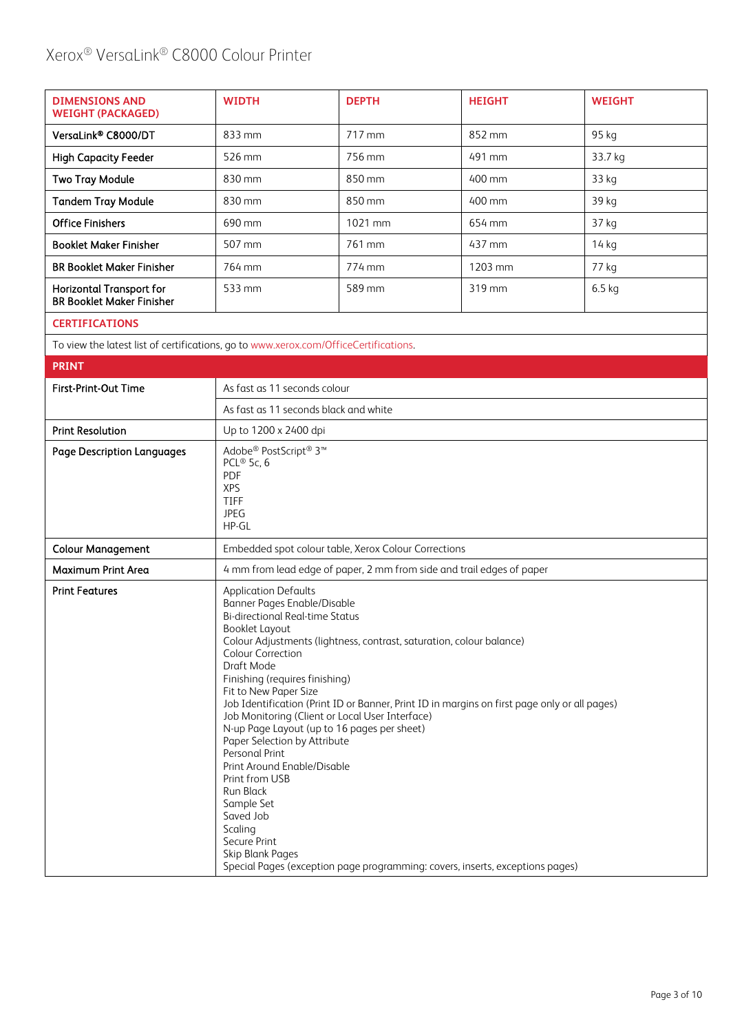| DIMENSIONS AND WEIGHT (PACKAGED) | WIDTH | DEPTH | HEIGHT | WEIGHT |
|---|---|---|---|---|
| VersaLink® C8000/DT | 833 mm | 717 mm | 852 mm | 95 kg |
| High Capacity Feeder | 526 mm | 756 mm | 491 mm | 33.7 kg |
| Two Tray Module | 830 mm | 850 mm | 400 mm | 33 kg |
| Tandem Tray Module | 830 mm | 850 mm | 400 mm | 39 kg |
| Office Finishers | 690 mm | 1021 mm | 654 mm | 37 kg |
| Booklet Maker Finisher | 507 mm | 761 mm | 437 mm | 14 kg |
| BR Booklet Maker Finisher | 764 mm | 774 mm | 1203 mm | 77 kg |
| Horizontal Transport for BR Booklet Maker Finisher | 533 mm | 589 mm | 319 mm | 6.5 kg |

**CERTIFICATIONS**

To view the latest list of certifications, go to www.xerox.com/OfficeCertifications.

| PRINT | |
|---|---|
| First-Print-Out Time | As fast as 11 seconds colour |
| | As fast as 11 seconds black and white |
| Print Resolution | Up to 1200 x 2400 dpi |
| Page Description Languages | Adobe® PostScript® 3™<br>PCL® 5c, 6<br>PDF<br>XPS<br>TIFF<br>JPEG<br>HP-GL |
| Colour Management | Embedded spot colour table, Xerox Colour Corrections |
| Maximum Print Area | 4 mm from lead edge of paper, 2 mm from side and trail edges of paper |
| Print Features | Application Defaults<br>Banner Pages Enable/Disable<br>Bi-directional Real-time Status<br>Booklet Layout<br>Colour Adjustments (lightness, contrast, saturation, colour balance)<br>Colour Correction<br>Draft Mode<br>Finishing (requires finishing)<br>Fit to New Paper Size<br>Job Identification (Print ID or Banner, Print ID in margins on first page only or all pages)<br>Job Monitoring (Client or Local User Interface)<br>N-up Page Layout (up to 16 pages per sheet)<br>Paper Selection by Attribute<br>Personal Print<br>Print Around Enable/Disable<br>Print from USB<br>Run Black<br>Sample Set<br>Saved Job<br>Scaling<br>Secure Print<br>Skip Blank Pages<br>Special Pages (exception page programming: covers, inserts, exceptions pages) |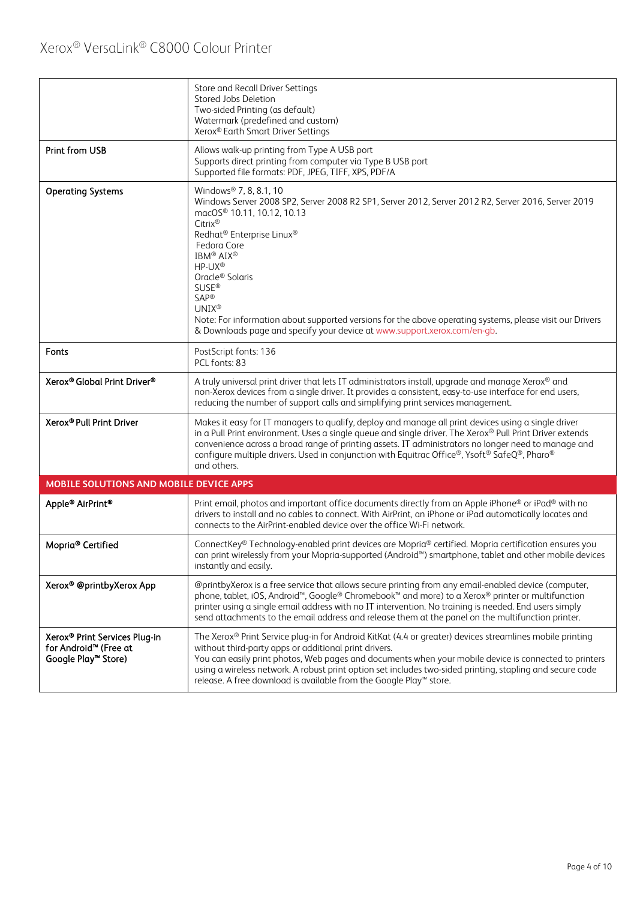| | |
|---|---|
| | Store and Recall Driver Settings<br>Stored Jobs Deletion<br>Two-sided Printing (as default)<br>Watermark (predefined and custom)<br>Xerox® Earth Smart Driver Settings |
| **Print from USB** | Allows walk-up printing from Type A USB port<br>Supports direct printing from computer via Type B USB port<br>Supported file formats: PDF, JPEG, TIFF, XPS, PDF/A |
| **Operating Systems** | Windows® 7, 8, 8.1, 10<br>Windows Server 2008 SP2, Server 2008 R2 SP1, Server 2012, Server 2012 R2, Server 2016, Server 2019<br>macOS® 10.11, 10.12, 10.13<br>Citrix®<br>Redhat® Enterprise Linux®<br>Fedora Core<br>IBM® AIX®<br>HP-UX®<br>Oracle® Solaris<br>SUSE®<br>SAP®<br>UNIX®<br>Note: For information about supported versions for the above operating systems, please visit our Drivers & Downloads page and specify your device at www.support.xerox.com/en-gb. |
| **Fonts** | PostScript fonts: 136<br>PCL fonts: 83 |
| **Xerox® Global Print Driver®** | A truly universal print driver that lets IT administrators install, upgrade and manage Xerox® and non-Xerox devices from a single driver. It provides a consistent, easy-to-use interface for end users, reducing the number of support calls and simplifying print services management. |
| **Xerox® Pull Print Driver** | Makes it easy for IT managers to qualify, deploy and manage all print devices using a single driver in a Pull Print environment. Uses a single queue and single driver. The Xerox® Pull Print Driver extends convenience across a broad range of printing assets. IT administrators no longer need to manage and configure multiple drivers. Used in conjunction with Equitrac Office®, Ysoft® SafeQ®, Pharo® and others. |
| **MOBILE SOLUTIONS AND MOBILE DEVICE APPS** | |
| **Apple® AirPrint®** | Print email, photos and important office documents directly from an Apple iPhone® or iPad® with no drivers to install and no cables to connect. With AirPrint, an iPhone or iPad automatically locates and connects to the AirPrint-enabled device over the office Wi-Fi network. |
| **Mopria® Certified** | ConnectKey® Technology-enabled print devices are Mopria® certified. Mopria certification ensures you can print wirelessly from your Mopria-supported (Android™) smartphone, tablet and other mobile devices instantly and easily. |
| **Xerox® @printbyXerox App** | @printbyXerox is a free service that allows secure printing from any email-enabled device (computer, phone, tablet, iOS, Android™, Google® Chromebook™ and more) to a Xerox® printer or multifunction printer using a single email address with no IT intervention. No training is needed. End users simply send attachments to the email address and release them at the panel on the multifunction printer. |
| **Xerox® Print Services Plug-in for Android™ (Free at Google Play™ Store)** | The Xerox® Print Service plug-in for Android KitKat (4.4 or greater) devices streamlines mobile printing without third-party apps or additional print drivers.<br>You can easily print photos, Web pages and documents when your mobile device is connected to printers using a wireless network. A robust print option set includes two-sided printing, stapling and secure code release. A free download is available from the Google Play™ store. |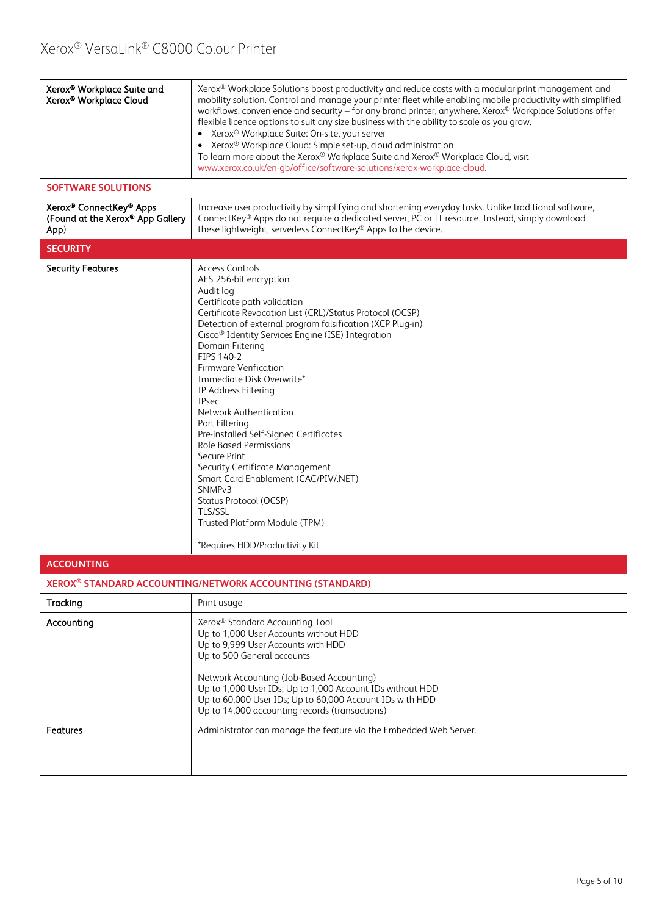| | |
|---|---|
| **Xerox® Workplace Suite and Xerox® Workplace Cloud** | Xerox® Workplace Solutions boost productivity and reduce costs with a modular print management and mobility solution. Control and manage your printer fleet while enabling mobile productivity with simplified workflows, convenience and security – for any brand printer, anywhere. Xerox® Workplace Solutions offer flexible licence options to suit any size business with the ability to scale as you grow.<br>• Xerox® Workplace Suite: On-site, your server<br>• Xerox® Workplace Cloud: Simple set-up, cloud administration<br>To learn more about the Xerox® Workplace Suite and Xerox® Workplace Cloud, visit www.xerox.co.uk/en-gb/office/software-solutions/xerox-workplace-cloud. |
| **SOFTWARE SOLUTIONS** | |
| **Xerox® ConnectKey® Apps (Found at the Xerox® App Gallery App)** | Increase user productivity by simplifying and shortening everyday tasks. Unlike traditional software, ConnectKey® Apps do not require a dedicated server, PC or IT resource. Instead, simply download these lightweight, serverless ConnectKey® Apps to the device. |
| **SECURITY** | |
| **Security Features** | Access Controls<br>AES 256-bit encryption<br>Audit log<br>Certificate path validation<br>Certificate Revocation List (CRL)/Status Protocol (OCSP)<br>Detection of external program falsification (XCP Plug-in)<br>Cisco® Identity Services Engine (ISE) Integration<br>Domain Filtering<br>FIPS 140-2<br>Firmware Verification<br>Immediate Disk Overwrite*<br>IP Address Filtering<br>IPsec<br>Network Authentication<br>Port Filtering<br>Pre-installed Self-Signed Certificates<br>Role Based Permissions<br>Secure Print<br>Security Certificate Management<br>Smart Card Enablement (CAC/PIV/.NET)<br>SNMPv3<br>Status Protocol (OCSP)<br>TLS/SSL<br>Trusted Platform Module (TPM)<br><br>*Requires HDD/Productivity Kit |
| **ACCOUNTING** | |
| **XEROX® STANDARD ACCOUNTING/NETWORK ACCOUNTING (STANDARD)** | |
| **Tracking** | Print usage |
| **Accounting** | Xerox® Standard Accounting Tool<br>Up to 1,000 User Accounts without HDD<br>Up to 9,999 User Accounts with HDD<br>Up to 500 General accounts<br><br>Network Accounting (Job-Based Accounting)<br>Up to 1,000 User IDs; Up to 1,000 Account IDs without HDD<br>Up to 60,000 User IDs; Up to 60,000 Account IDs with HDD<br>Up to 14,000 accounting records (transactions) |
| **Features** | Administrator can manage the feature via the Embedded Web Server. |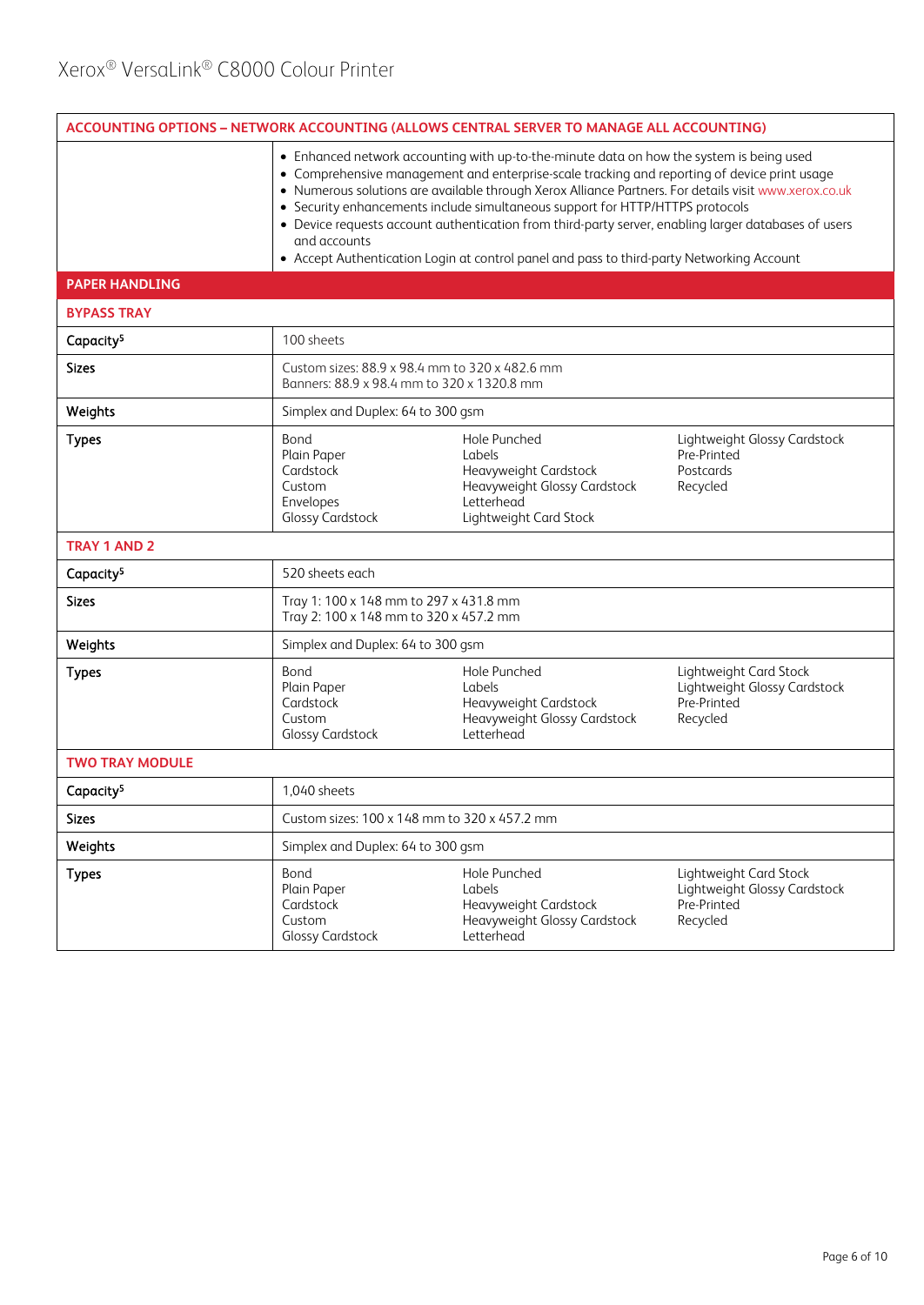| ACCOUNTING OPTIONS – NETWORK ACCOUNTING (ALLOWS CENTRAL SERVER TO MANAGE ALL ACCOUNTING) | | | |
|---|---|---|---|
| | • Enhanced network accounting with up-to-the-minute data on how the system is being used<br>• Comprehensive management and enterprise-scale tracking and reporting of device print usage<br>• Numerous solutions are available through Xerox Alliance Partners. For details visit www.xerox.co.uk<br>• Security enhancements include simultaneous support for HTTP/HTTPS protocols<br>• Device requests account authentication from third-party server, enabling larger databases of users and accounts<br>• Accept Authentication Login at control panel and pass to third-party Networking Account | | |
| **PAPER HANDLING** | | | |
| **BYPASS TRAY** | | | |
| **Capacity[5]** | 100 sheets | | |
| **Sizes** | Custom sizes: 88.9 x 98.4 mm to 320 x 482.6 mm<br>Banners: 88.9 x 98.4 mm to 320 x 1320.8 mm | | |
| **Weights** | Simplex and Duplex: 64 to 300 gsm | | |
| **Types** | Bond<br>Plain Paper<br>Cardstock<br>Custom<br>Envelopes<br>Glossy Cardstock | Hole Punched<br>Labels<br>Heavyweight Cardstock<br>Heavyweight Glossy Cardstock<br>Letterhead<br>Lightweight Card Stock | Lightweight Glossy Cardstock<br>Pre-Printed<br>Postcards<br>Recycled |
| **TRAY 1 AND 2** | | | |
| **Capacity[5]** | 520 sheets each | | |
| **Sizes** | Tray 1: 100 x 148 mm to 297 x 431.8 mm<br>Tray 2: 100 x 148 mm to 320 x 457.2 mm | | |
| **Weights** | Simplex and Duplex: 64 to 300 gsm | | |
| **Types** | Bond<br>Plain Paper<br>Cardstock<br>Custom<br>Glossy Cardstock | Hole Punched<br>Labels<br>Heavyweight Cardstock<br>Heavyweight Glossy Cardstock<br>Letterhead | Lightweight Card Stock<br>Lightweight Glossy Cardstock<br>Pre-Printed<br>Recycled |
| **TWO TRAY MODULE** | | | |
| **Capacity[5]** | 1,040 sheets | | |
| **Sizes** | Custom sizes: 100 x 148 mm to 320 x 457.2 mm | | |
| **Weights** | Simplex and Duplex: 64 to 300 gsm | | |
| **Types** | Bond<br>Plain Paper<br>Cardstock<br>Custom<br>Glossy Cardstock | Hole Punched<br>Labels<br>Heavyweight Cardstock<br>Heavyweight Glossy Cardstock<br>Letterhead | Lightweight Card Stock<br>Lightweight Glossy Cardstock<br>Pre-Printed<br>Recycled |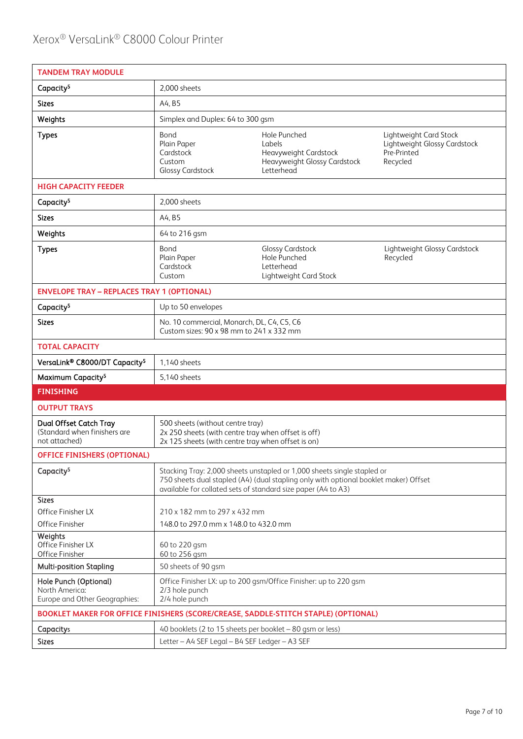| TANDEM TRAY MODULE | | | |
|---|---|---|---|
| Capacity[5] | 2,000 sheets | | |
| Sizes | A4, B5 | | |
| Weights | Simplex and Duplex: 64 to 300 gsm | | |
| Types | Bond<br>Plain Paper<br>Cardstock<br>Custom<br>Glossy Cardstock | Hole Punched<br>Labels<br>Heavyweight Cardstock<br>Heavyweight Glossy Cardstock<br>Letterhead | Lightweight Card Stock<br>Lightweight Glossy Cardstock<br>Pre-Printed<br>Recycled |
| **HIGH CAPACITY FEEDER** | | | |
| Capacity[5] | 2,000 sheets | | |
| Sizes | A4, B5 | | |
| Weights | 64 to 216 gsm | | |
| Types | Bond<br>Plain Paper<br>Cardstock<br>Custom | Glossy Cardstock<br>Hole Punched<br>Letterhead<br>Lightweight Card Stock | Lightweight Glossy Cardstock<br>Recycled |
| **ENVELOPE TRAY – REPLACES TRAY 1 (OPTIONAL)** | | | |
| Capacity[5] | Up to 50 envelopes | | |
| Sizes | No. 10 commercial, Monarch, DL, C4, C5, C6<br>Custom sizes: 90 x 98 mm to 241 x 332 mm | | |
| **TOTAL CAPACITY** | | | |
| VersaLink® C8000/DT Capacity[5] | 1,140 sheets | | |
| Maximum Capacity[5] | 5,140 sheets | | |

## FINISHING

| OUTPUT TRAYS | |
|---|---|
| Dual Offset Catch Tray<br>(Standard when finishers are not attached) | 500 sheets (without centre tray)<br>2x 250 sheets (with centre tray when offset is off)<br>2x 125 sheets (with centre tray when offset is on) |
| **OFFICE FINISHERS (OPTIONAL)** | |
| Capacity[5] | Stacking Tray: 2,000 sheets unstapled or 1,000 sheets single stapled or 750 sheets dual stapled (A4) (dual stapling only with optional booklet maker) Offset available for collated sets of standard size paper (A4 to A3) |
| Sizes<br>Office Finisher LX<br>Office Finisher | <br>210 x 182 mm to 297 x 432 mm<br>148.0 to 297.0 mm x 148.0 to 432.0 mm |
| Weights<br>Office Finisher LX<br>Office Finisher | <br>60 to 220 gsm<br>60 to 256 gsm |
| Multi-position Stapling | 50 sheets of 90 gsm |
| Hole Punch (Optional)<br>North America:<br>Europe and Other Geographies: | Office Finisher LX: up to 200 gsm/Office Finisher: up to 220 gsm<br>2/3 hole punch<br>2/4 hole punch |
| **BOOKLET MAKER FOR OFFICE FINISHERS (SCORE/CREASE, SADDLE-STITCH STAPLE) (OPTIONAL)** | |
| Capacity[5] | 40 booklets (2 to 15 sheets per booklet – 80 gsm or less) |
| Sizes | Letter – A4 SEF Legal – B4 SEF Ledger – A3 SEF |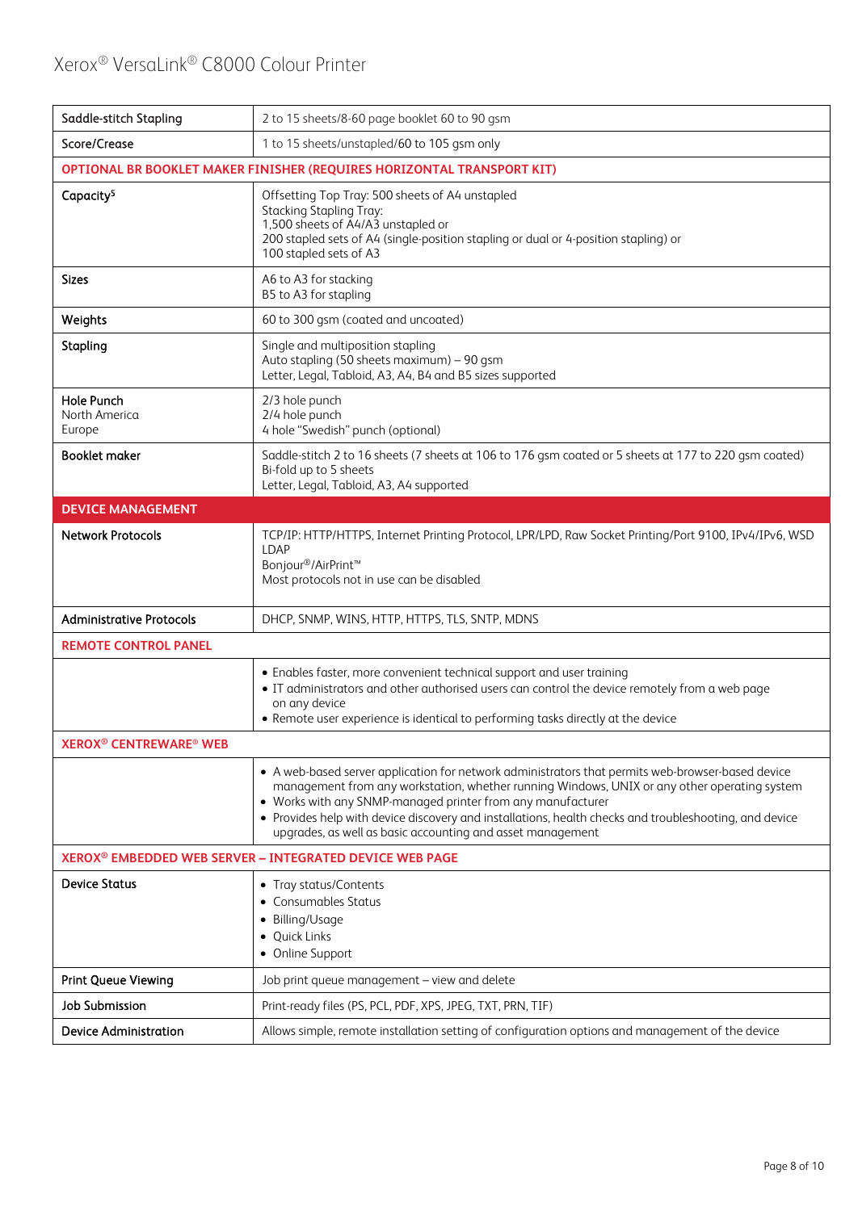| | |
|---|---|
| Saddle-stitch Stapling | 2 to 15 sheets/8-60 page booklet 60 to 90 gsm |
| Score/Crease | 1 to 15 sheets/unstapled/60 to 105 gsm only |
| **OPTIONAL BR BOOKLET MAKER FINISHER (REQUIRES HORIZONTAL TRANSPORT KIT)** | |
| Capacity[5] | Offsetting Top Tray: 500 sheets of A4 unstapled<br>Stacking Stapling Tray:<br>1,500 sheets of A4/A3 unstapled or<br>200 stapled sets of A4 (single-position stapling or dual or 4-position stapling) or<br>100 stapled sets of A3 |
| Sizes | A6 to A3 for stacking<br>B5 to A3 for stapling |
| Weights | 60 to 300 gsm (coated and uncoated) |
| Stapling | Single and multiposition stapling<br>Auto stapling (50 sheets maximum) – 90 gsm<br>Letter, Legal, Tabloid, A3, A4, B4 and B5 sizes supported |
| Hole Punch<br>North America<br>Europe | 2/3 hole punch<br>2/4 hole punch<br>4 hole "Swedish" punch (optional) |
| Booklet maker | Saddle-stitch 2 to 16 sheets (7 sheets at 106 to 176 gsm coated or 5 sheets at 177 to 220 gsm coated)<br>Bi-fold up to 5 sheets<br>Letter, Legal, Tabloid, A3, A4 supported |
| **DEVICE MANAGEMENT** | |
| Network Protocols | TCP/IP: HTTP/HTTPS, Internet Printing Protocol, LPR/LPD, Raw Socket Printing/Port 9100, IPv4/IPv6, WSD<br>LDAP<br>Bonjour®/AirPrint™<br>Most protocols not in use can be disabled |
| Administrative Protocols | DHCP, SNMP, WINS, HTTP, HTTPS, TLS, SNTP, MDNS |
| **REMOTE CONTROL PANEL** | |
| | • Enables faster, more convenient technical support and user training<br>• IT administrators and other authorised users can control the device remotely from a web page on any device<br>• Remote user experience is identical to performing tasks directly at the device |
| **XEROX® CENTREWARE® WEB** | |
| | • A web-based server application for network administrators that permits web-browser-based device management from any workstation, whether running Windows, UNIX or any other operating system<br>• Works with any SNMP-managed printer from any manufacturer<br>• Provides help with device discovery and installations, health checks and troubleshooting, and device upgrades, as well as basic accounting and asset management |
| **XEROX® EMBEDDED WEB SERVER – INTEGRATED DEVICE WEB PAGE** | |
| Device Status | • Tray status/Contents<br>• Consumables Status<br>• Billing/Usage<br>• Quick Links<br>• Online Support |
| Print Queue Viewing | Job print queue management – view and delete |
| Job Submission | Print-ready files (PS, PCL, PDF, XPS, JPEG, TXT, PRN, TIF) |
| Device Administration | Allows simple, remote installation setting of configuration options and management of the device |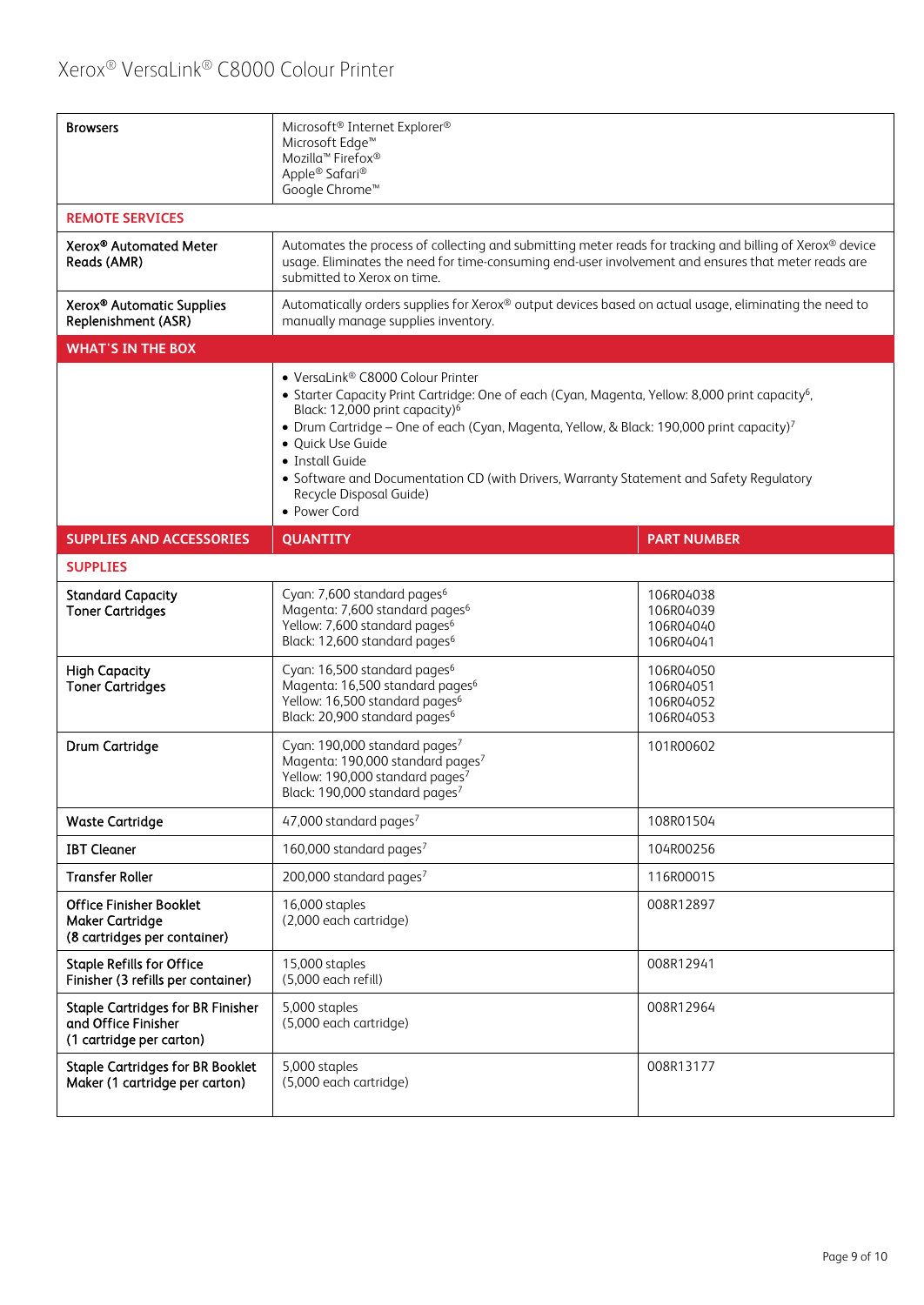| | |
|---|---|
| **Browsers** | Microsoft® Internet Explorer®<br>Microsoft Edge™<br>Mozilla™ Firefox®<br>Apple® Safari®<br>Google Chrome™ |
| **REMOTE SERVICES** | |
| **Xerox® Automated Meter Reads (AMR)** | Automates the process of collecting and submitting meter reads for tracking and billing of Xerox® device usage. Eliminates the need for time-consuming end-user involvement and ensures that meter reads are submitted to Xerox on time. |
| **Xerox® Automatic Supplies Replenishment (ASR)** | Automatically orders supplies for Xerox® output devices based on actual usage, eliminating the need to manually manage supplies inventory. |
| **WHAT'S IN THE BOX** | |
| | • VersaLink® C8000 Colour Printer<br>• Starter Capacity Print Cartridge: One of each (Cyan, Magenta, Yellow: 8,000 print capacity[6], Black: 12,000 print capacity)[6]<br>• Drum Cartridge – One of each (Cyan, Magenta, Yellow, & Black: 190,000 print capacity)[7]<br>• Quick Use Guide<br>• Install Guide<br>• Software and Documentation CD (with Drivers, Warranty Statement and Safety Regulatory Recycle Disposal Guide)<br>• Power Cord |

| SUPPLIES AND ACCESSORIES | QUANTITY | PART NUMBER |
|---|---|---|
| **SUPPLIES** | | |
| **Standard Capacity Toner Cartridges** | Cyan: 7,600 standard pages[6]<br>Magenta: 7,600 standard pages[6]<br>Yellow: 7,600 standard pages[6]<br>Black: 12,600 standard pages[6] | 106R04038<br>106R04039<br>106R04040<br>106R04041 |
| **High Capacity Toner Cartridges** | Cyan: 16,500 standard pages[6]<br>Magenta: 16,500 standard pages[6]<br>Yellow: 16,500 standard pages[6]<br>Black: 20,900 standard pages[6] | 106R04050<br>106R04051<br>106R04052<br>106R04053 |
| **Drum Cartridge** | Cyan: 190,000 standard pages[7]<br>Magenta: 190,000 standard pages[7]<br>Yellow: 190,000 standard pages[7]<br>Black: 190,000 standard pages[7] | 101R00602 |
| **Waste Cartridge** | 47,000 standard pages[7] | 108R01504 |
| **IBT Cleaner** | 160,000 standard pages[7] | 104R00256 |
| **Transfer Roller** | 200,000 standard pages[7] | 116R00015 |
| **Office Finisher Booklet Maker Cartridge (8 cartridges per container)** | 16,000 staples<br>(2,000 each cartridge) | 008R12897 |
| **Staple Refills for Office Finisher (3 refills per container)** | 15,000 staples<br>(5,000 each refill) | 008R12941 |
| **Staple Cartridges for BR Finisher and Office Finisher (1 cartridge per carton)** | 5,000 staples<br>(5,000 each cartridge) | 008R12964 |
| **Staple Cartridges for BR Booklet Maker (1 cartridge per carton)** | 5,000 staples<br>(5,000 each cartridge) | 008R13177 |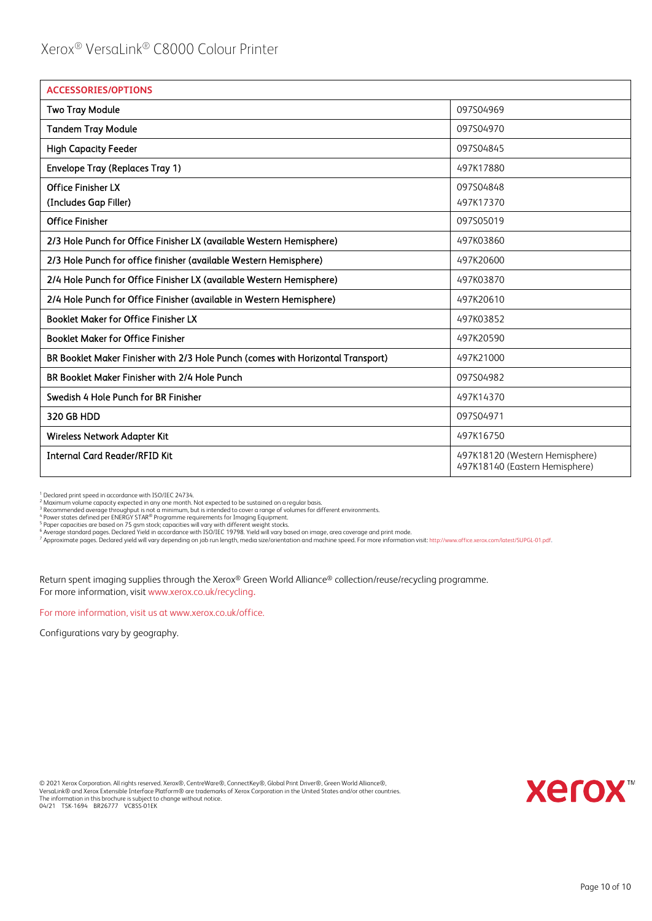| ACCESSORIES/OPTIONS | |
|---|---|
| Two Tray Module | 097S04969 |
| Tandem Tray Module | 097S04970 |
| High Capacity Feeder | 097S04845 |
| Envelope Tray (Replaces Tray 1) | 497K17880 |
| Office Finisher LX<br>(Includes Gap Filler) | 097S04848<br>497K17370 |
| Office Finisher | 097S05019 |
| 2/3 Hole Punch for Office Finisher LX (available Western Hemisphere) | 497K03860 |
| 2/3 Hole Punch for office finisher (available Western Hemisphere) | 497K20600 |
| 2/4 Hole Punch for Office Finisher LX (available Western Hemisphere) | 497K03870 |
| 2/4 Hole Punch for Office Finisher (available in Western Hemisphere) | 497K20610 |
| Booklet Maker for Office Finisher LX | 497K03852 |
| Booklet Maker for Office Finisher | 497K20590 |
| BR Booklet Maker Finisher with 2/3 Hole Punch (comes with Horizontal Transport) | 497K21000 |
| BR Booklet Maker Finisher with 2/4 Hole Punch | 097S04982 |
| Swedish 4 Hole Punch for BR Finisher | 497K14370 |
| 320 GB HDD | 097S04971 |
| Wireless Network Adapter Kit | 497K16750 |
| Internal Card Reader/RFID Kit | 497K18120 (Western Hemisphere)<br>497K18140 (Eastern Hemisphere) |

[1] Declared print speed in accordance with ISO/IEC 24734.
[2] Maximum volume capacity expected in any one month. Not expected to be sustained on a regular basis.
[3] Recommended average throughput is not a minimum, but is intended to cover a range of volumes for different environments.
[4] Power states defined per ENERGY STAR® Programme requirements for Imaging Equipment.
[5] Paper capacities are based on 75 gsm stock; capacities will vary with different weight stocks.
[6] Average standard pages. Declared Yield in accordance with ISO/IEC 19798. Yield will vary based on image, area coverage and print mode.
[7] Approximate pages. Declared yield will vary depending on job run length, media size/orientation and machine speed. For more information visit: http://www.office.xerox.com/latest/SUPGL-01.pdf.

Return spent imaging supplies through the Xerox® Green World Alliance® collection/reuse/recycling programme.
For more information, visit www.xerox.co.uk/recycling.

For more information, visit us at www.xerox.co.uk/office.

Configurations vary by geography.

© 2021 Xerox Corporation. All rights reserved. Xerox®, CentreWare®, ConnectKey®, Global Print Driver®, Green World Alliance®, VersaLink® and Xerox Extensible Interface Platform® are trademarks of Xerox Corporation in the United States and/or other countries. The information in this brochure is subject to change without notice.
04/21 TSK-1694 BR26777 VC8SS-01EK